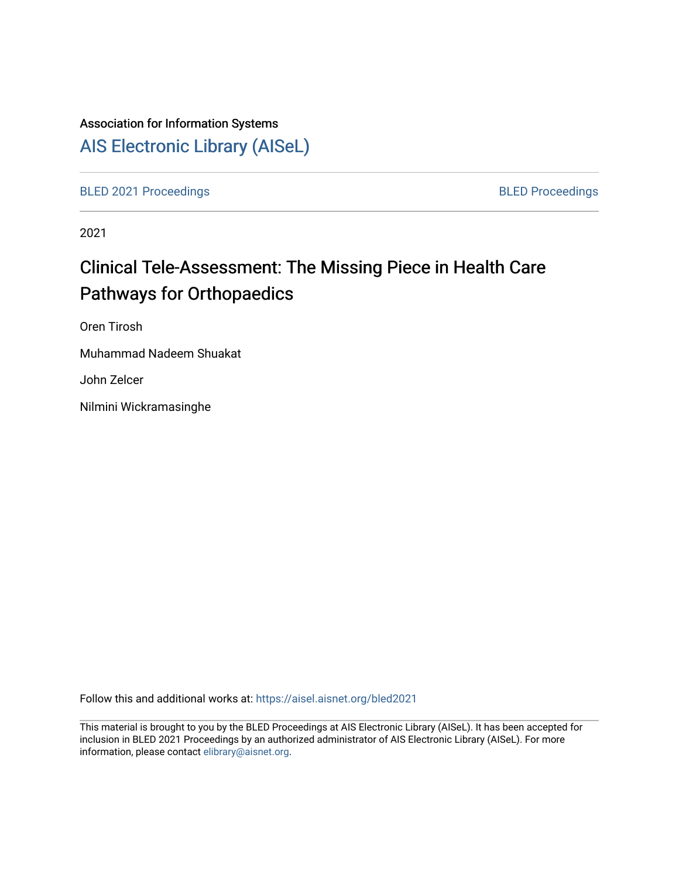Association for Information Systems

AIS Electronic Library (AISeL)

BLED 2021 Proceedings

BLED Proceedings

2021

# Clinical Tele-Assessment: The Missing Piece in Health Care Pathways for Orthopaedics

Oren Tirosh

Muhammad Nadeem Shuakat

John Zelcer

Nilmini Wickramasinghe

Follow this and additional works at: https://aisel.aisnet.org/bled2021

This material is brought to you by the BLED Proceedings at AIS Electronic Library (AISeL). It has been accepted for inclusion in BLED 2021 Proceedings by an authorized administrator of AIS Electronic Library (AISeL). For more information, please contact elibrary@aisnet.org.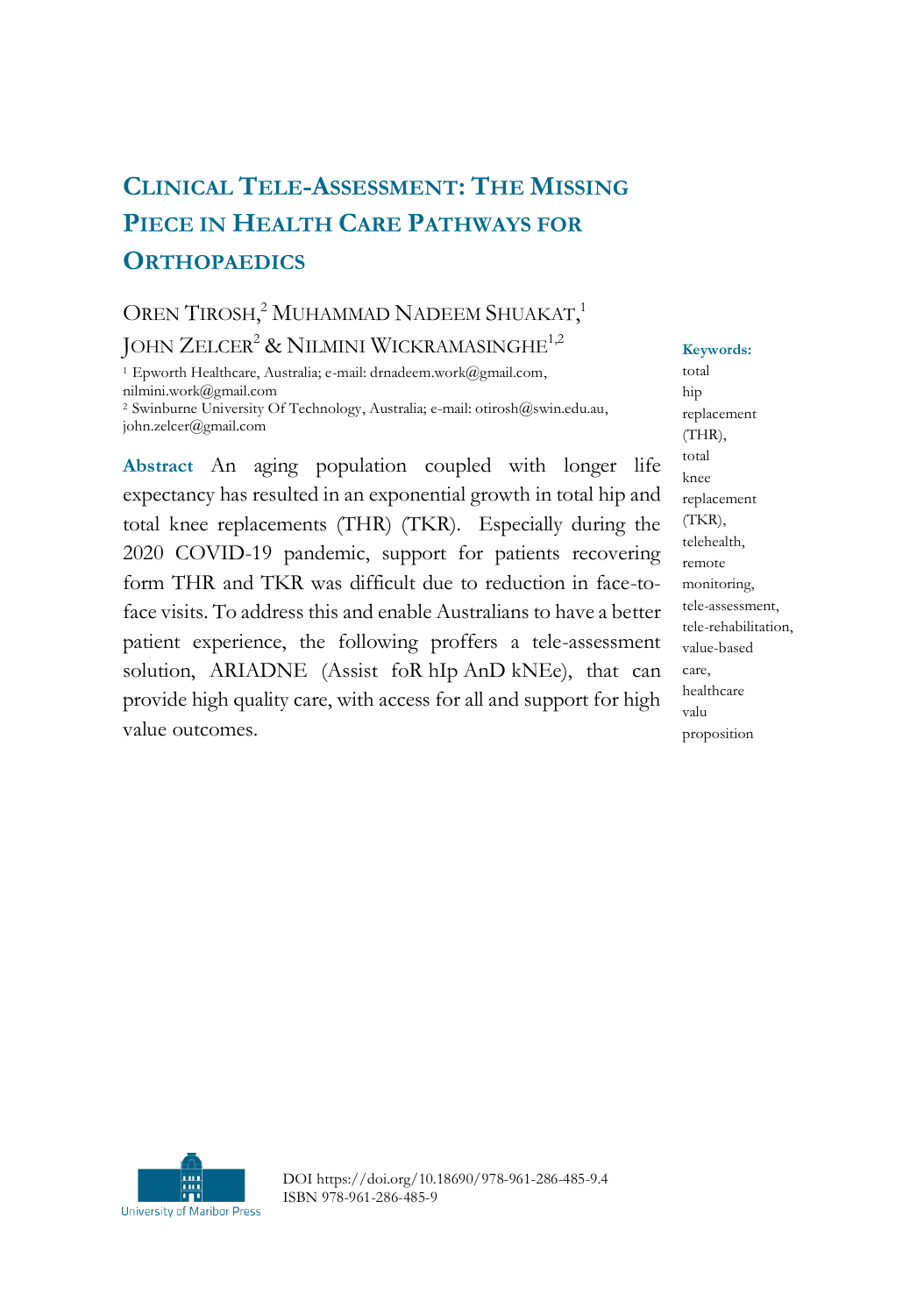# Clinical Tele-Assessment: The Missing Piece in Health Care Pathways for Orthopaedics

Oren Tirosh,[2] Muhammad Nadeem Shuakat,[1] John Zelcer[2] & Nilmini Wickramasinghe[1,2]

[1] Epworth Healthcare, Australia; e-mail: drnadeem.work@gmail.com, nilmini.work@gmail.com

[2] Swinburne University Of Technology, Australia; e-mail: otirosh@swin.edu.au, john.zelcer@gmail.com

**Abstract** An aging population coupled with longer life expectancy has resulted in an exponential growth in total hip and total knee replacements (THR) (TKR). Especially during the 2020 COVID-19 pandemic, support for patients recovering form THR and TKR was difficult due to reduction in face-to-face visits. To address this and enable Australians to have a better patient experience, the following proffers a tele-assessment solution, ARIADNE (Assist foR hIp AnD kNEe), that can provide high quality care, with access for all and support for high value outcomes.

**Keywords:** total hip replacement (THR), total knee replacement (TKR), telehealth, remote monitoring, tele-assessment, tele-rehabilitation, value-based care, healthcare valu proposition

DOI https://doi.org/10.18690/978-961-286-485-9.4
ISBN 978-961-286-485-9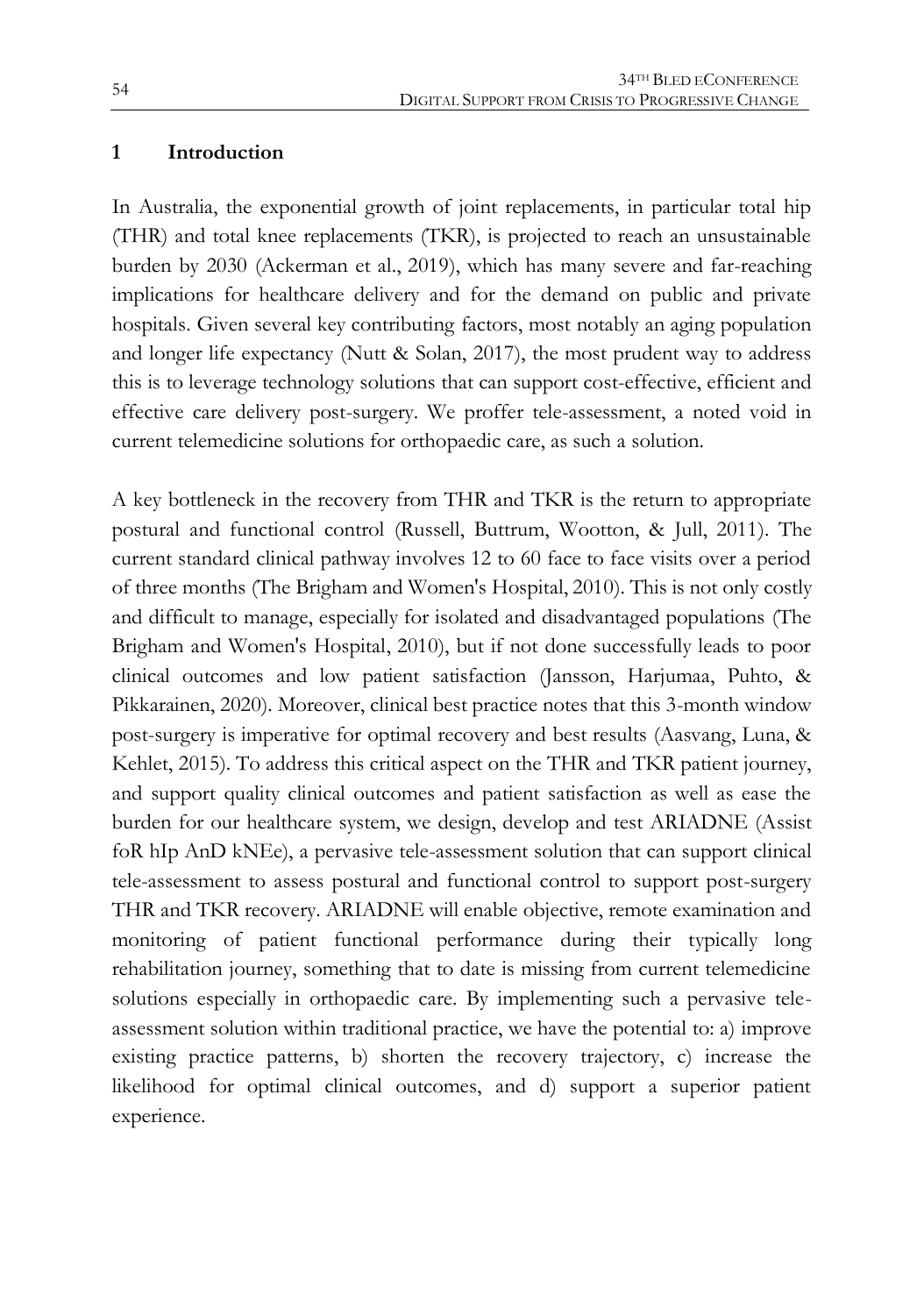## 1 Introduction

In Australia, the exponential growth of joint replacements, in particular total hip (THR) and total knee replacements (TKR), is projected to reach an unsustainable burden by 2030 (Ackerman et al., 2019), which has many severe and far-reaching implications for healthcare delivery and for the demand on public and private hospitals. Given several key contributing factors, most notably an aging population and longer life expectancy (Nutt & Solan, 2017), the most prudent way to address this is to leverage technology solutions that can support cost-effective, efficient and effective care delivery post-surgery. We proffer tele-assessment, a noted void in current telemedicine solutions for orthopaedic care, as such a solution.

A key bottleneck in the recovery from THR and TKR is the return to appropriate postural and functional control (Russell, Buttrum, Wootton, & Jull, 2011). The current standard clinical pathway involves 12 to 60 face to face visits over a period of three months (The Brigham and Women's Hospital, 2010). This is not only costly and difficult to manage, especially for isolated and disadvantaged populations (The Brigham and Women's Hospital, 2010), but if not done successfully leads to poor clinical outcomes and low patient satisfaction (Jansson, Harjumaa, Puhto, & Pikkarainen, 2020). Moreover, clinical best practice notes that this 3-month window post-surgery is imperative for optimal recovery and best results (Aasvang, Luna, & Kehlet, 2015). To address this critical aspect on the THR and TKR patient journey, and support quality clinical outcomes and patient satisfaction as well as ease the burden for our healthcare system, we design, develop and test ARIADNE (Assist foR hIp AnD kNEe), a pervasive tele-assessment solution that can support clinical tele-assessment to assess postural and functional control to support post-surgery THR and TKR recovery. ARIADNE will enable objective, remote examination and monitoring of patient functional performance during their typically long rehabilitation journey, something that to date is missing from current telemedicine solutions especially in orthopaedic care. By implementing such a pervasive tele-assessment solution within traditional practice, we have the potential to: a) improve existing practice patterns, b) shorten the recovery trajectory, c) increase the likelihood for optimal clinical outcomes, and d) support a superior patient experience.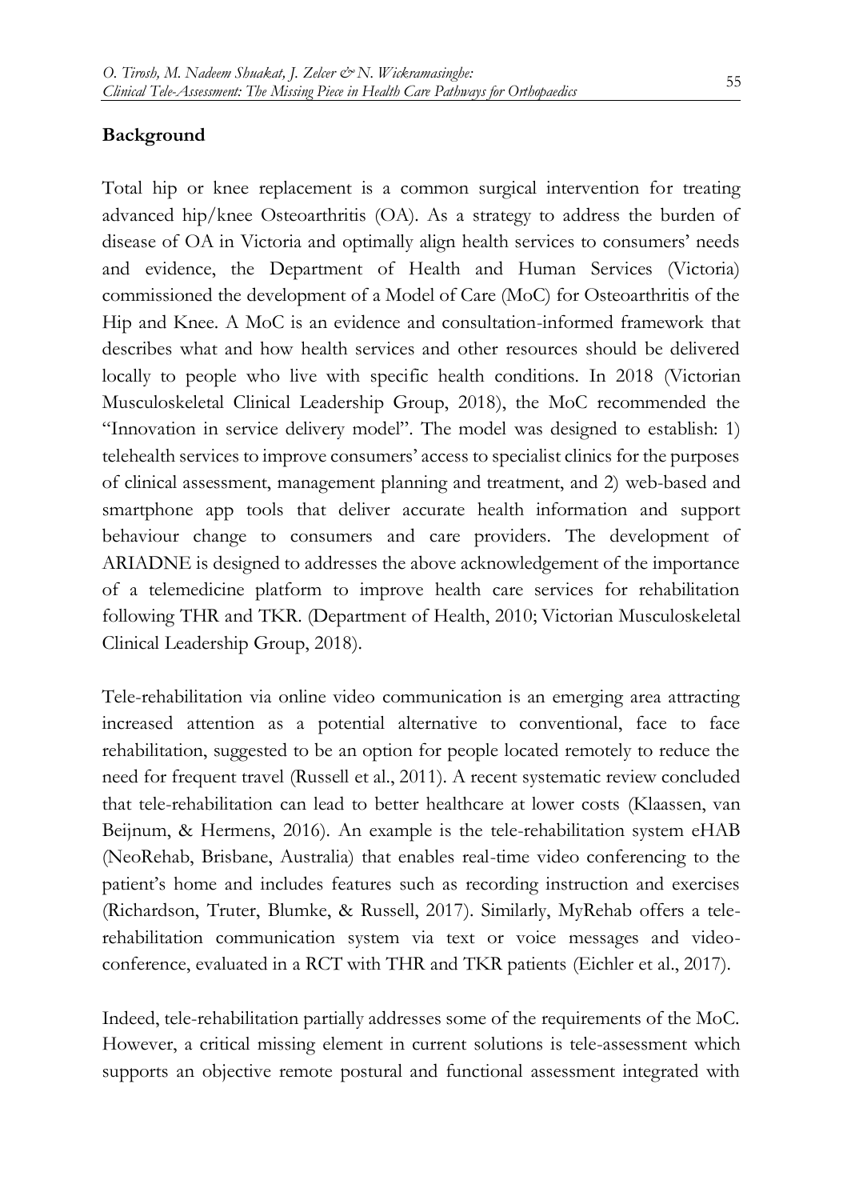## Background

Total hip or knee replacement is a common surgical intervention for treating advanced hip/knee Osteoarthritis (OA). As a strategy to address the burden of disease of OA in Victoria and optimally align health services to consumers' needs and evidence, the Department of Health and Human Services (Victoria) commissioned the development of a Model of Care (MoC) for Osteoarthritis of the Hip and Knee. A MoC is an evidence and consultation-informed framework that describes what and how health services and other resources should be delivered locally to people who live with specific health conditions. In 2018 (Victorian Musculoskeletal Clinical Leadership Group, 2018), the MoC recommended the "Innovation in service delivery model". The model was designed to establish: 1) telehealth services to improve consumers' access to specialist clinics for the purposes of clinical assessment, management planning and treatment, and 2) web-based and smartphone app tools that deliver accurate health information and support behaviour change to consumers and care providers. The development of ARIADNE is designed to addresses the above acknowledgement of the importance of a telemedicine platform to improve health care services for rehabilitation following THR and TKR. (Department of Health, 2010; Victorian Musculoskeletal Clinical Leadership Group, 2018).

Tele-rehabilitation via online video communication is an emerging area attracting increased attention as a potential alternative to conventional, face to face rehabilitation, suggested to be an option for people located remotely to reduce the need for frequent travel (Russell et al., 2011). A recent systematic review concluded that tele-rehabilitation can lead to better healthcare at lower costs (Klaassen, van Beijnum, & Hermens, 2016). An example is the tele-rehabilitation system eHAB (NeoRehab, Brisbane, Australia) that enables real-time video conferencing to the patient's home and includes features such as recording instruction and exercises (Richardson, Truter, Blumke, & Russell, 2017). Similarly, MyRehab offers a tele-rehabilitation communication system via text or voice messages and video-conference, evaluated in a RCT with THR and TKR patients (Eichler et al., 2017).

Indeed, tele-rehabilitation partially addresses some of the requirements of the MoC. However, a critical missing element in current solutions is tele-assessment which supports an objective remote postural and functional assessment integrated with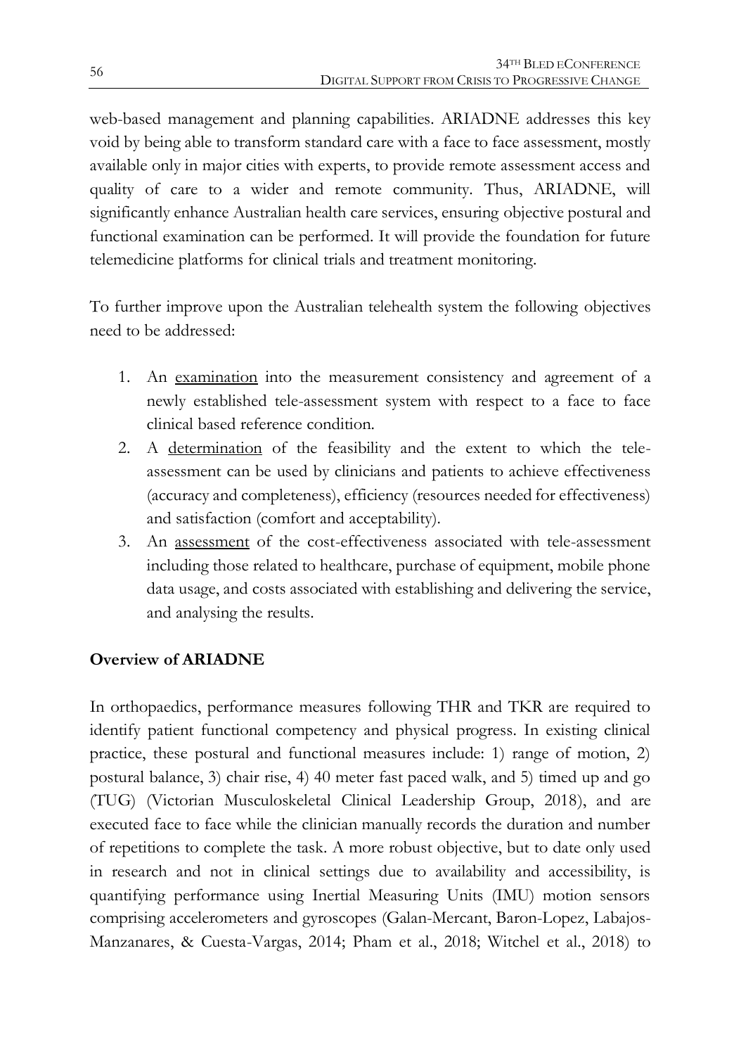web-based management and planning capabilities. ARIADNE addresses this key void by being able to transform standard care with a face to face assessment, mostly available only in major cities with experts, to provide remote assessment access and quality of care to a wider and remote community. Thus, ARIADNE, will significantly enhance Australian health care services, ensuring objective postural and functional examination can be performed. It will provide the foundation for future telemedicine platforms for clinical trials and treatment monitoring.

To further improve upon the Australian telehealth system the following objectives need to be addressed:

1. An <u>examination</u> into the measurement consistency and agreement of a newly established tele-assessment system with respect to a face to face clinical based reference condition.
2. A <u>determination</u> of the feasibility and the extent to which the tele-assessment can be used by clinicians and patients to achieve effectiveness (accuracy and completeness), efficiency (resources needed for effectiveness) and satisfaction (comfort and acceptability).
3. An <u>assessment</u> of the cost-effectiveness associated with tele-assessment including those related to healthcare, purchase of equipment, mobile phone data usage, and costs associated with establishing and delivering the service, and analysing the results.

**Overview of ARIADNE**

In orthopaedics, performance measures following THR and TKR are required to identify patient functional competency and physical progress. In existing clinical practice, these postural and functional measures include: 1) range of motion, 2) postural balance, 3) chair rise, 4) 40 meter fast paced walk, and 5) timed up and go (TUG) (Victorian Musculoskeletal Clinical Leadership Group, 2018), and are executed face to face while the clinician manually records the duration and number of repetitions to complete the task. A more robust objective, but to date only used in research and not in clinical settings due to availability and accessibility, is quantifying performance using Inertial Measuring Units (IMU) motion sensors comprising accelerometers and gyroscopes (Galan-Mercant, Baron-Lopez, Labajos-Manzanares, & Cuesta-Vargas, 2014; Pham et al., 2018; Witchel et al., 2018) to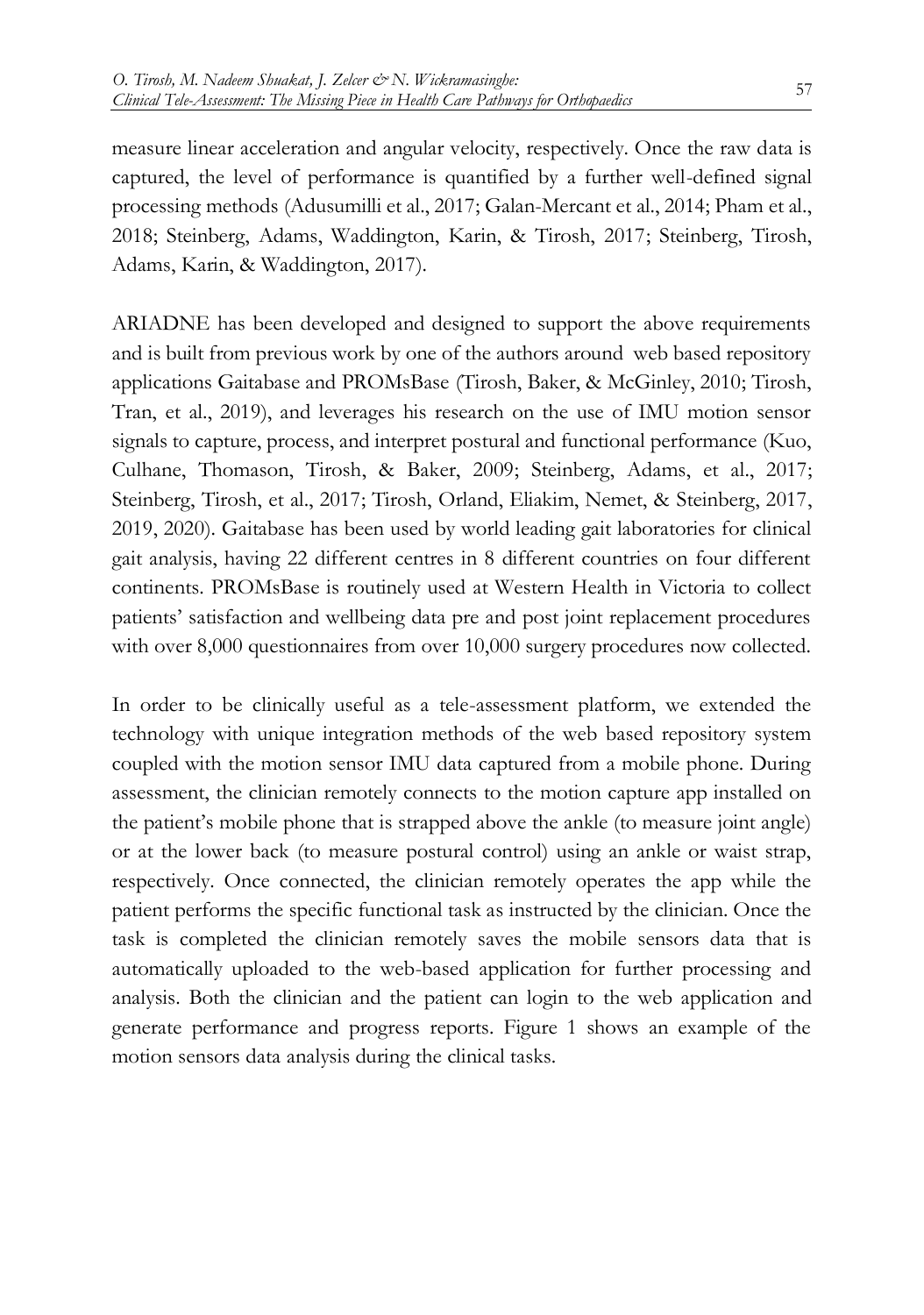measure linear acceleration and angular velocity, respectively. Once the raw data is captured, the level of performance is quantified by a further well-defined signal processing methods (Adusumilli et al., 2017; Galan-Mercant et al., 2014; Pham et al., 2018; Steinberg, Adams, Waddington, Karin, & Tirosh, 2017; Steinberg, Tirosh, Adams, Karin, & Waddington, 2017).

ARIADNE has been developed and designed to support the above requirements and is built from previous work by one of the authors around web based repository applications Gaitabase and PROMsBase (Tirosh, Baker, & McGinley, 2010; Tirosh, Tran, et al., 2019), and leverages his research on the use of IMU motion sensor signals to capture, process, and interpret postural and functional performance (Kuo, Culhane, Thomason, Tirosh, & Baker, 2009; Steinberg, Adams, et al., 2017; Steinberg, Tirosh, et al., 2017; Tirosh, Orland, Eliakim, Nemet, & Steinberg, 2017, 2019, 2020). Gaitabase has been used by world leading gait laboratories for clinical gait analysis, having 22 different centres in 8 different countries on four different continents. PROMsBase is routinely used at Western Health in Victoria to collect patients' satisfaction and wellbeing data pre and post joint replacement procedures with over 8,000 questionnaires from over 10,000 surgery procedures now collected.

In order to be clinically useful as a tele-assessment platform, we extended the technology with unique integration methods of the web based repository system coupled with the motion sensor IMU data captured from a mobile phone. During assessment, the clinician remotely connects to the motion capture app installed on the patient's mobile phone that is strapped above the ankle (to measure joint angle) or at the lower back (to measure postural control) using an ankle or waist strap, respectively. Once connected, the clinician remotely operates the app while the patient performs the specific functional task as instructed by the clinician. Once the task is completed the clinician remotely saves the mobile sensors data that is automatically uploaded to the web-based application for further processing and analysis. Both the clinician and the patient can login to the web application and generate performance and progress reports. Figure 1 shows an example of the motion sensors data analysis during the clinical tasks.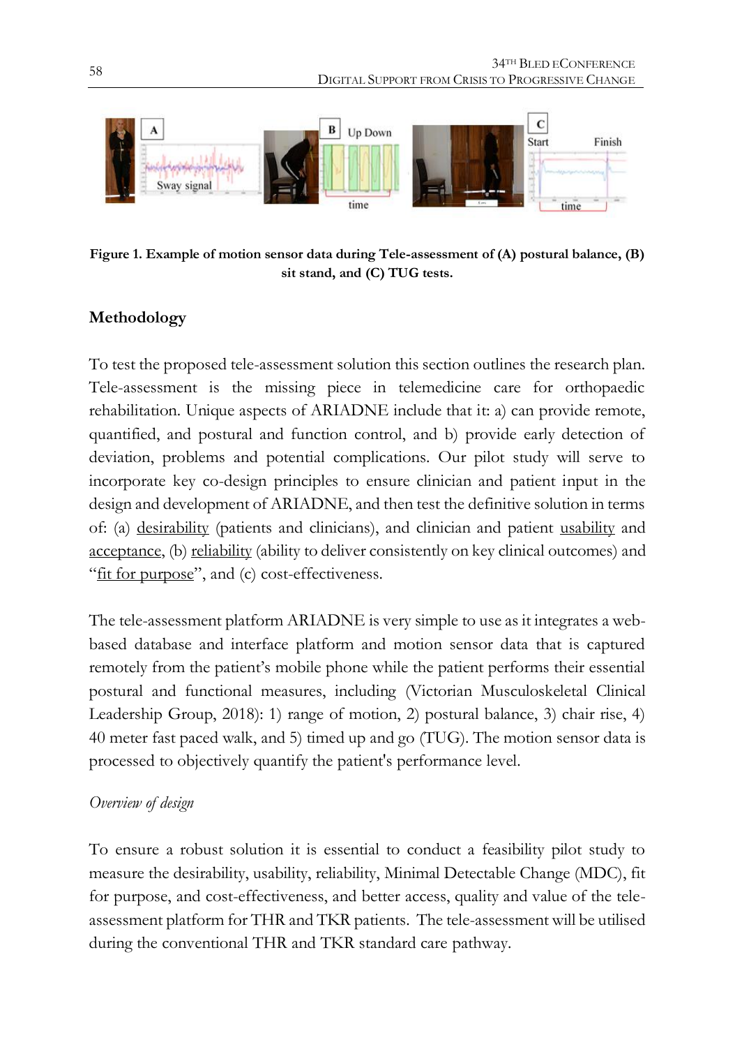**Figure 1. Example of motion sensor data during Tele-assessment of (A) postural balance, (B) sit stand, and (C) TUG tests.**

## Methodology

To test the proposed tele-assessment solution this section outlines the research plan. Tele-assessment is the missing piece in telemedicine care for orthopaedic rehabilitation. Unique aspects of ARIADNE include that it: a) can provide remote, quantified, and postural and function control, and b) provide early detection of deviation, problems and potential complications. Our pilot study will serve to incorporate key co-design principles to ensure clinician and patient input in the design and development of ARIADNE, and then test the definitive solution in terms of: (a) desirability (patients and clinicians), and clinician and patient usability and acceptance, (b) reliability (ability to deliver consistently on key clinical outcomes) and "fit for purpose", and (c) cost-effectiveness.

The tele-assessment platform ARIADNE is very simple to use as it integrates a web-based database and interface platform and motion sensor data that is captured remotely from the patient's mobile phone while the patient performs their essential postural and functional measures, including (Victorian Musculoskeletal Clinical Leadership Group, 2018): 1) range of motion, 2) postural balance, 3) chair rise, 4) 40 meter fast paced walk, and 5) timed up and go (TUG). The motion sensor data is processed to objectively quantify the patient's performance level.

### *Overview of design*

To ensure a robust solution it is essential to conduct a feasibility pilot study to measure the desirability, usability, reliability, Minimal Detectable Change (MDC), fit for purpose, and cost-effectiveness, and better access, quality and value of the tele-assessment platform for THR and TKR patients. The tele-assessment will be utilised during the conventional THR and TKR standard care pathway.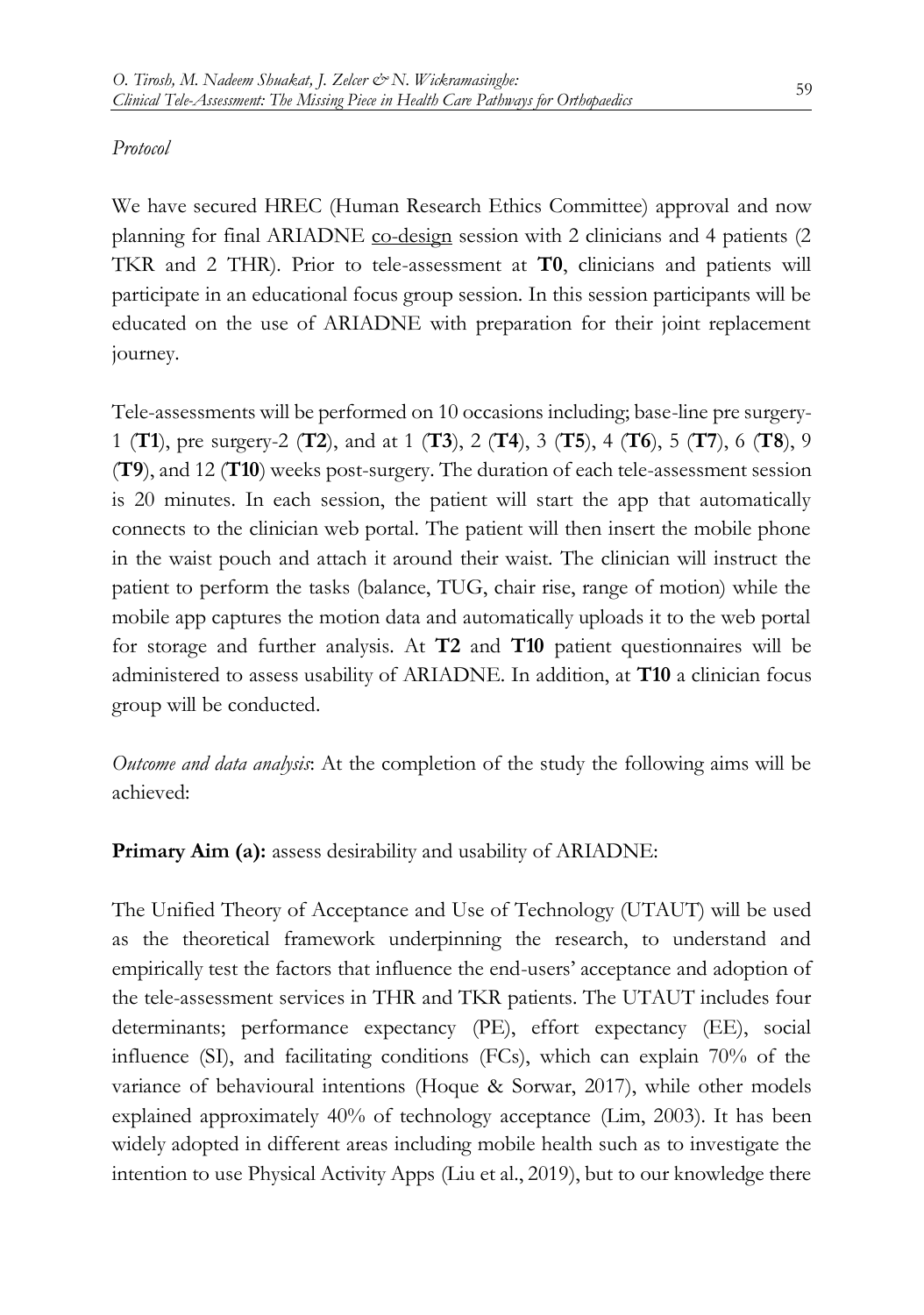*Protocol*

We have secured HREC (Human Research Ethics Committee) approval and now planning for final ARIADNE co-design session with 2 clinicians and 4 patients (2 TKR and 2 THR). Prior to tele-assessment at **T0**, clinicians and patients will participate in an educational focus group session. In this session participants will be educated on the use of ARIADNE with preparation for their joint replacement journey.

Tele-assessments will be performed on 10 occasions including; base-line pre surgery-1 (**T1**), pre surgery-2 (**T2**), and at 1 (**T3**), 2 (**T4**), 3 (**T5**), 4 (**T6**), 5 (**T7**), 6 (**T8**), 9 (**T9**), and 12 (**T10**) weeks post-surgery. The duration of each tele-assessment session is 20 minutes. In each session, the patient will start the app that automatically connects to the clinician web portal. The patient will then insert the mobile phone in the waist pouch and attach it around their waist. The clinician will instruct the patient to perform the tasks (balance, TUG, chair rise, range of motion) while the mobile app captures the motion data and automatically uploads it to the web portal for storage and further analysis. At **T2** and **T10** patient questionnaires will be administered to assess usability of ARIADNE. In addition, at **T10** a clinician focus group will be conducted.

*Outcome and data analysis*: At the completion of the study the following aims will be achieved:

**Primary Aim (a):** assess desirability and usability of ARIADNE:

The Unified Theory of Acceptance and Use of Technology (UTAUT) will be used as the theoretical framework underpinning the research, to understand and empirically test the factors that influence the end-users' acceptance and adoption of the tele-assessment services in THR and TKR patients. The UTAUT includes four determinants; performance expectancy (PE), effort expectancy (EE), social influence (SI), and facilitating conditions (FCs), which can explain 70% of the variance of behavioural intentions (Hoque & Sorwar, 2017), while other models explained approximately 40% of technology acceptance (Lim, 2003). It has been widely adopted in different areas including mobile health such as to investigate the intention to use Physical Activity Apps (Liu et al., 2019), but to our knowledge there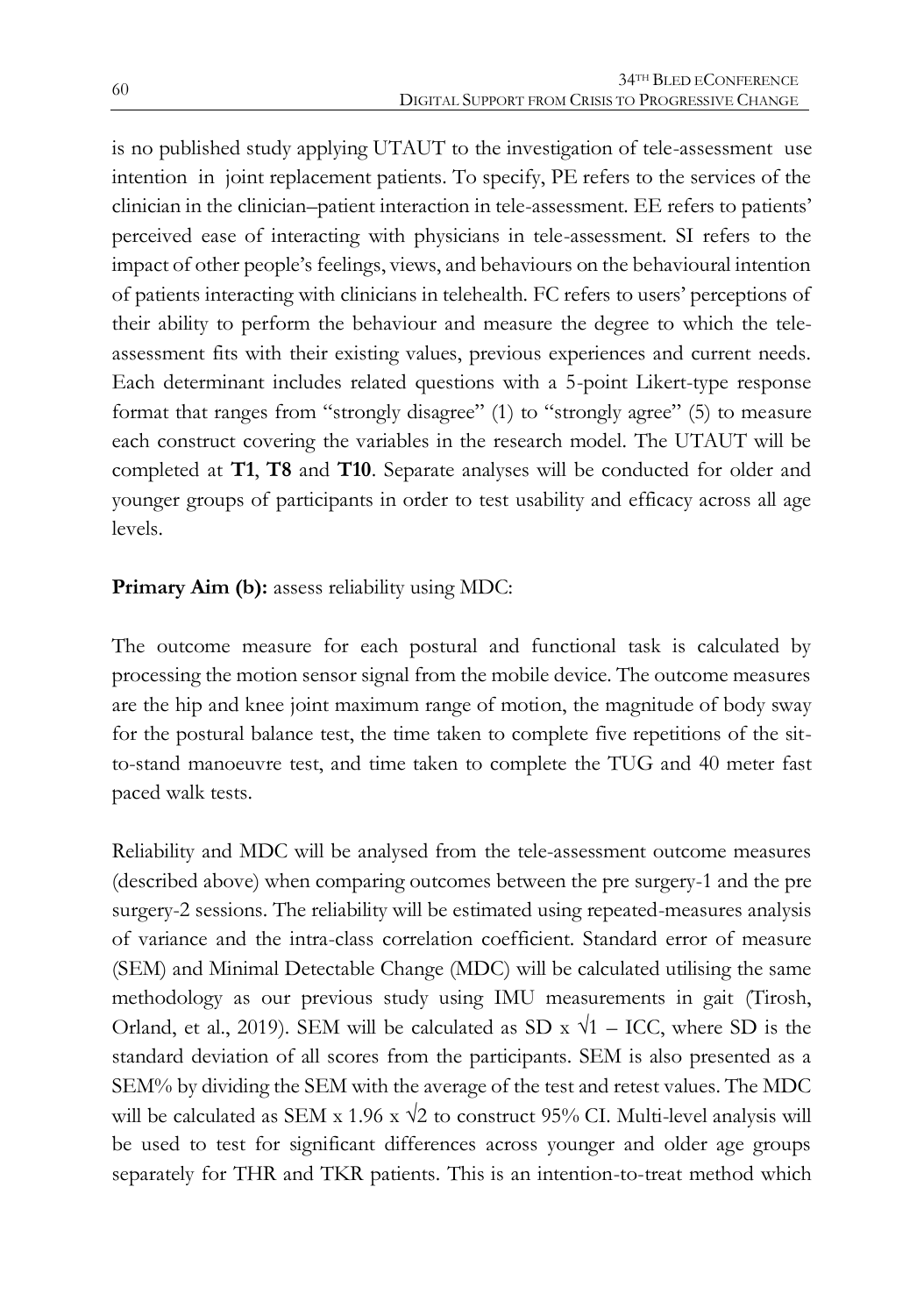is no published study applying UTAUT to the investigation of tele-assessment use intention in joint replacement patients. To specify, PE refers to the services of the clinician in the clinician–patient interaction in tele-assessment. EE refers to patients' perceived ease of interacting with physicians in tele-assessment. SI refers to the impact of other people's feelings, views, and behaviours on the behavioural intention of patients interacting with clinicians in telehealth. FC refers to users' perceptions of their ability to perform the behaviour and measure the degree to which the tele-assessment fits with their existing values, previous experiences and current needs. Each determinant includes related questions with a 5-point Likert-type response format that ranges from "strongly disagree" (1) to "strongly agree" (5) to measure each construct covering the variables in the research model. The UTAUT will be completed at **T1**, **T8** and **T10**. Separate analyses will be conducted for older and younger groups of participants in order to test usability and efficacy across all age levels.

**Primary Aim (b):** assess reliability using MDC:

The outcome measure for each postural and functional task is calculated by processing the motion sensor signal from the mobile device. The outcome measures are the hip and knee joint maximum range of motion, the magnitude of body sway for the postural balance test, the time taken to complete five repetitions of the sit-to-stand manoeuvre test, and time taken to complete the TUG and 40 meter fast paced walk tests.

Reliability and MDC will be analysed from the tele-assessment outcome measures (described above) when comparing outcomes between the pre surgery-1 and the pre surgery-2 sessions. The reliability will be estimated using repeated-measures analysis of variance and the intra-class correlation coefficient. Standard error of measure (SEM) and Minimal Detectable Change (MDC) will be calculated utilising the same methodology as our previous study using IMU measurements in gait (Tirosh, Orland, et al., 2019). SEM will be calculated as $SD \times \sqrt{1 - ICC}$, where SD is the standard deviation of all scores from the participants. SEM is also presented as a SEM% by dividing the SEM with the average of the test and retest values. The MDC will be calculated as $SEM \times 1.96 \times \sqrt{2}$ to construct 95% CI. Multi-level analysis will be used to test for significant differences across younger and older age groups separately for THR and TKR patients. This is an intention-to-treat method which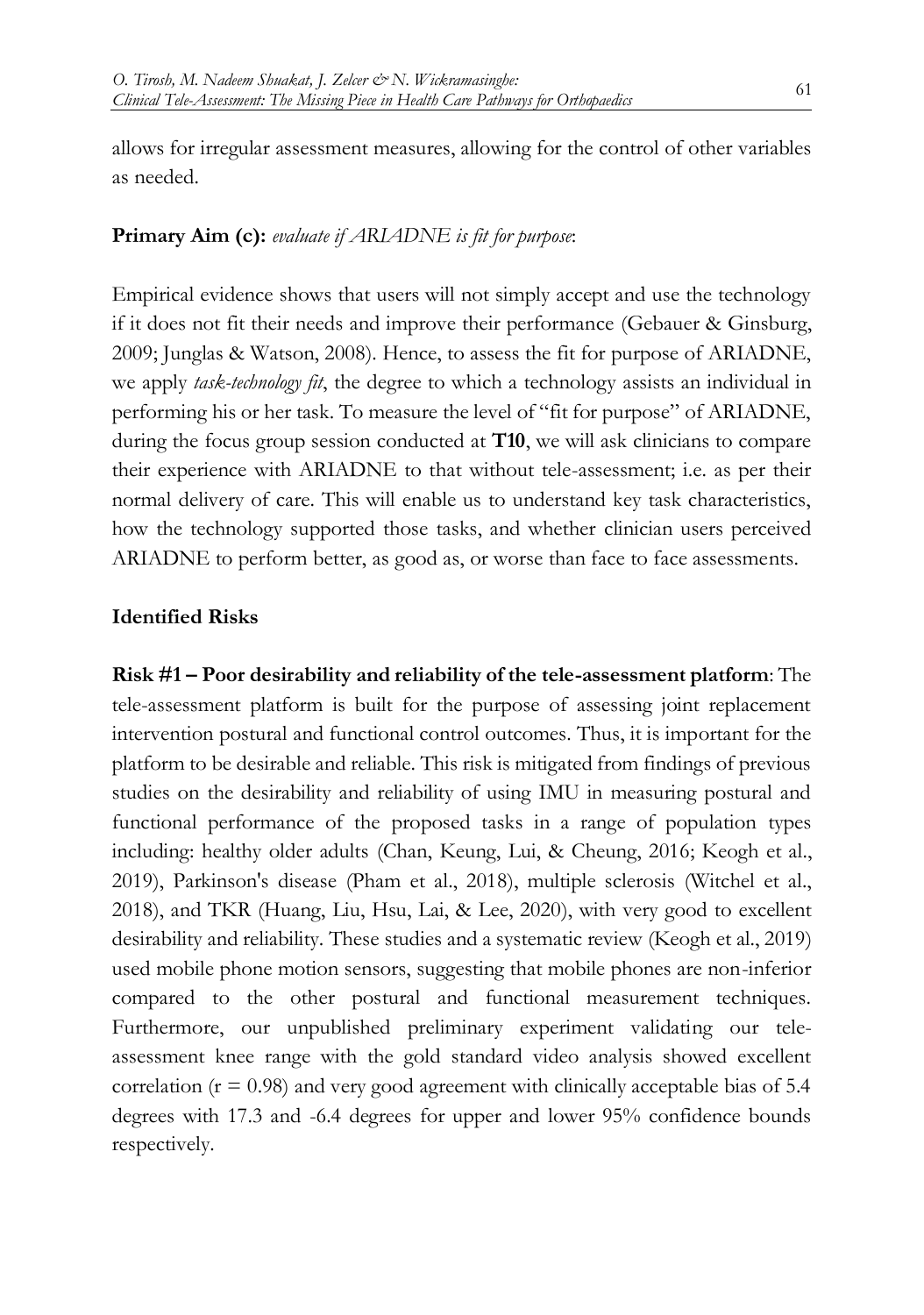allows for irregular assessment measures, allowing for the control of other variables as needed.

**Primary Aim (c):** *evaluate if ARIADNE is fit for purpose*:

Empirical evidence shows that users will not simply accept and use the technology if it does not fit their needs and improve their performance (Gebauer & Ginsburg, 2009; Junglas & Watson, 2008). Hence, to assess the fit for purpose of ARIADNE, we apply *task-technology fit*, the degree to which a technology assists an individual in performing his or her task. To measure the level of "fit for purpose" of ARIADNE, during the focus group session conducted at **T10**, we will ask clinicians to compare their experience with ARIADNE to that without tele-assessment; i.e. as per their normal delivery of care. This will enable us to understand key task characteristics, how the technology supported those tasks, and whether clinician users perceived ARIADNE to perform better, as good as, or worse than face to face assessments.

**Identified Risks**

**Risk #1 – Poor desirability and reliability of the tele-assessment platform**: The tele-assessment platform is built for the purpose of assessing joint replacement intervention postural and functional control outcomes. Thus, it is important for the platform to be desirable and reliable. This risk is mitigated from findings of previous studies on the desirability and reliability of using IMU in measuring postural and functional performance of the proposed tasks in a range of population types including: healthy older adults (Chan, Keung, Lui, & Cheung, 2016; Keogh et al., 2019), Parkinson's disease (Pham et al., 2018), multiple sclerosis (Witchel et al., 2018), and TKR (Huang, Liu, Hsu, Lai, & Lee, 2020), with very good to excellent desirability and reliability. These studies and a systematic review (Keogh et al., 2019) used mobile phone motion sensors, suggesting that mobile phones are non-inferior compared to the other postural and functional measurement techniques. Furthermore, our unpublished preliminary experiment validating our tele-assessment knee range with the gold standard video analysis showed excellent correlation ($r = 0.98$) and very good agreement with clinically acceptable bias of 5.4 degrees with 17.3 and -6.4 degrees for upper and lower 95% confidence bounds respectively.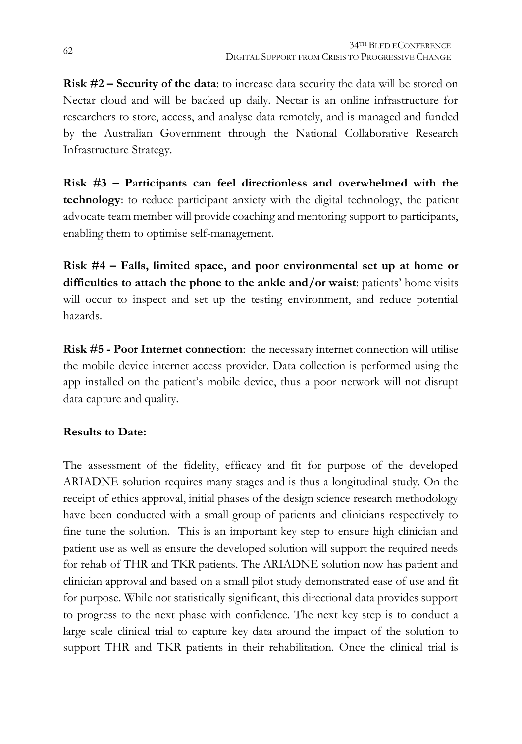**Risk #2 – Security of the data**: to increase data security the data will be stored on Nectar cloud and will be backed up daily. Nectar is an online infrastructure for researchers to store, access, and analyse data remotely, and is managed and funded by the Australian Government through the National Collaborative Research Infrastructure Strategy.

**Risk #3 – Participants can feel directionless and overwhelmed with the technology**: to reduce participant anxiety with the digital technology, the patient advocate team member will provide coaching and mentoring support to participants, enabling them to optimise self-management.

**Risk #4 – Falls, limited space, and poor environmental set up at home or difficulties to attach the phone to the ankle and/or waist**: patients' home visits will occur to inspect and set up the testing environment, and reduce potential hazards.

**Risk #5 - Poor Internet connection**: the necessary internet connection will utilise the mobile device internet access provider. Data collection is performed using the app installed on the patient's mobile device, thus a poor network will not disrupt data capture and quality.

**Results to Date:**

The assessment of the fidelity, efficacy and fit for purpose of the developed ARIADNE solution requires many stages and is thus a longitudinal study. On the receipt of ethics approval, initial phases of the design science research methodology have been conducted with a small group of patients and clinicians respectively to fine tune the solution. This is an important key step to ensure high clinician and patient use as well as ensure the developed solution will support the required needs for rehab of THR and TKR patients. The ARIADNE solution now has patient and clinician approval and based on a small pilot study demonstrated ease of use and fit for purpose. While not statistically significant, this directional data provides support to progress to the next phase with confidence. The next key step is to conduct a large scale clinical trial to capture key data around the impact of the solution to support THR and TKR patients in their rehabilitation. Once the clinical trial is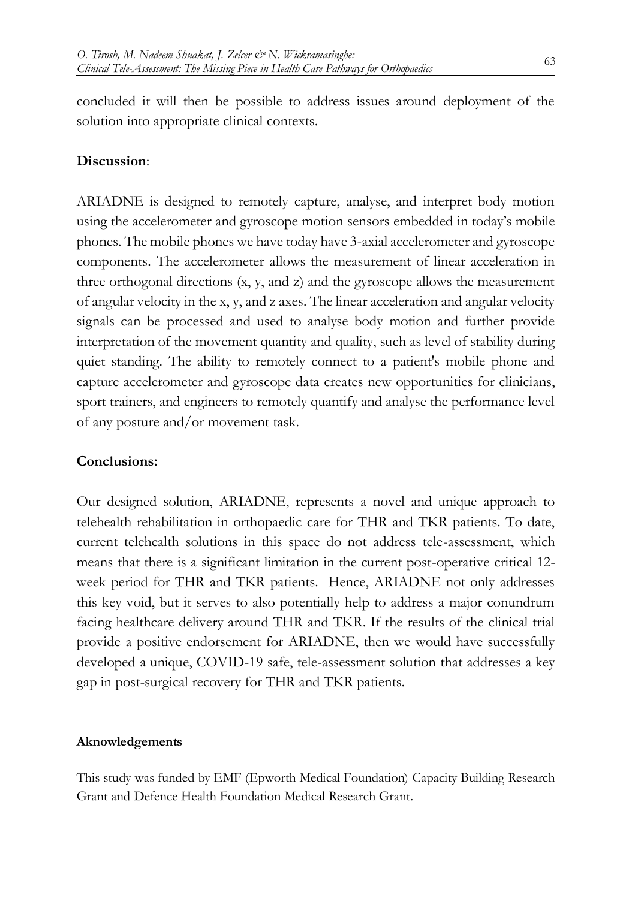concluded it will then be possible to address issues around deployment of the solution into appropriate clinical contexts.

## Discussion:

ARIADNE is designed to remotely capture, analyse, and interpret body motion using the accelerometer and gyroscope motion sensors embedded in today's mobile phones. The mobile phones we have today have 3-axial accelerometer and gyroscope components. The accelerometer allows the measurement of linear acceleration in three orthogonal directions (x, y, and z) and the gyroscope allows the measurement of angular velocity in the x, y, and z axes. The linear acceleration and angular velocity signals can be processed and used to analyse body motion and further provide interpretation of the movement quantity and quality, such as level of stability during quiet standing. The ability to remotely connect to a patient's mobile phone and capture accelerometer and gyroscope data creates new opportunities for clinicians, sport trainers, and engineers to remotely quantify and analyse the performance level of any posture and/or movement task.

## Conclusions:

Our designed solution, ARIADNE, represents a novel and unique approach to telehealth rehabilitation in orthopaedic care for THR and TKR patients. To date, current telehealth solutions in this space do not address tele-assessment, which means that there is a significant limitation in the current post-operative critical 12-week period for THR and TKR patients. Hence, ARIADNE not only addresses this key void, but it serves to also potentially help to address a major conundrum facing healthcare delivery around THR and TKR. If the results of the clinical trial provide a positive endorsement for ARIADNE, then we would have successfully developed a unique, COVID-19 safe, tele-assessment solution that addresses a key gap in post-surgical recovery for THR and TKR patients.

#### Aknowledgements

This study was funded by EMF (Epworth Medical Foundation) Capacity Building Research Grant and Defence Health Foundation Medical Research Grant.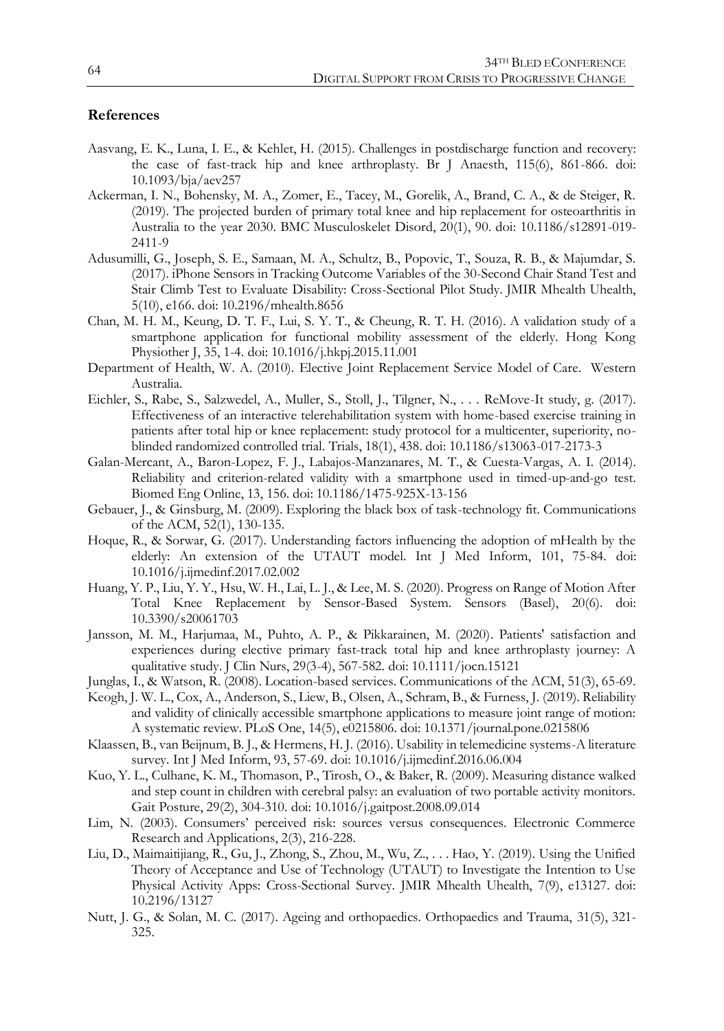## References

Aasvang, E. K., Luna, I. E., & Kehlet, H. (2015). Challenges in postdischarge function and recovery: the case of fast-track hip and knee arthroplasty. Br J Anaesth, 115(6), 861-866. doi: 10.1093/bja/aev257

Ackerman, I. N., Bohensky, M. A., Zomer, E., Tacey, M., Gorelik, A., Brand, C. A., & de Steiger, R. (2019). The projected burden of primary total knee and hip replacement for osteoarthritis in Australia to the year 2030. BMC Musculoskelet Disord, 20(1), 90. doi: 10.1186/s12891-019-2411-9

Adusumilli, G., Joseph, S. E., Samaan, M. A., Schultz, B., Popovic, T., Souza, R. B., & Majumdar, S. (2017). iPhone Sensors in Tracking Outcome Variables of the 30-Second Chair Stand Test and Stair Climb Test to Evaluate Disability: Cross-Sectional Pilot Study. JMIR Mhealth Uhealth, 5(10), e166. doi: 10.2196/mhealth.8656

Chan, M. H. M., Keung, D. T. F., Lui, S. Y. T., & Cheung, R. T. H. (2016). A validation study of a smartphone application for functional mobility assessment of the elderly. Hong Kong Physiother J, 35, 1-4. doi: 10.1016/j.hkpj.2015.11.001

Department of Health, W. A. (2010). Elective Joint Replacement Service Model of Care. Western Australia.

Eichler, S., Rabe, S., Salzwedel, A., Muller, S., Stoll, J., Tilgner, N., . . . ReMove-It study, g. (2017). Effectiveness of an interactive telerehabilitation system with home-based exercise training in patients after total hip or knee replacement: study protocol for a multicenter, superiority, no-blinded randomized controlled trial. Trials, 18(1), 438. doi: 10.1186/s13063-017-2173-3

Galan-Mercant, A., Baron-Lopez, F. J., Labajos-Manzanares, M. T., & Cuesta-Vargas, A. I. (2014). Reliability and criterion-related validity with a smartphone used in timed-up-and-go test. Biomed Eng Online, 13, 156. doi: 10.1186/1475-925X-13-156

Gebauer, J., & Ginsburg, M. (2009). Exploring the black box of task-technology fit. Communications of the ACM, 52(1), 130-135.

Hoque, R., & Sorwar, G. (2017). Understanding factors influencing the adoption of mHealth by the elderly: An extension of the UTAUT model. Int J Med Inform, 101, 75-84. doi: 10.1016/j.ijmedinf.2017.02.002

Huang, Y. P., Liu, Y. Y., Hsu, W. H., Lai, L. J., & Lee, M. S. (2020). Progress on Range of Motion After Total Knee Replacement by Sensor-Based System. Sensors (Basel), 20(6). doi: 10.3390/s20061703

Jansson, M. M., Harjumaa, M., Puhto, A. P., & Pikkarainen, M. (2020). Patients' satisfaction and experiences during elective primary fast-track total hip and knee arthroplasty journey: A qualitative study. J Clin Nurs, 29(3-4), 567-582. doi: 10.1111/jocn.15121

Junglas, I., & Watson, R. (2008). Location-based services. Communications of the ACM, 51(3), 65-69.

Keogh, J. W. L., Cox, A., Anderson, S., Liew, B., Olsen, A., Schram, B., & Furness, J. (2019). Reliability and validity of clinically accessible smartphone applications to measure joint range of motion: A systematic review. PLoS One, 14(5), e0215806. doi: 10.1371/journal.pone.0215806

Klaassen, B., van Beijnum, B. J., & Hermens, H. J. (2016). Usability in telemedicine systems-A literature survey. Int J Med Inform, 93, 57-69. doi: 10.1016/j.ijmedinf.2016.06.004

Kuo, Y. L., Culhane, K. M., Thomason, P., Tirosh, O., & Baker, R. (2009). Measuring distance walked and step count in children with cerebral palsy: an evaluation of two portable activity monitors. Gait Posture, 29(2), 304-310. doi: 10.1016/j.gaitpost.2008.09.014

Lim, N. (2003). Consumers' perceived risk: sources versus consequences. Electronic Commerce Research and Applications, 2(3), 216-228.

Liu, D., Maimaitijiang, R., Gu, J., Zhong, S., Zhou, M., Wu, Z., . . . Hao, Y. (2019). Using the Unified Theory of Acceptance and Use of Technology (UTAUT) to Investigate the Intention to Use Physical Activity Apps: Cross-Sectional Survey. JMIR Mhealth Uhealth, 7(9), e13127. doi: 10.2196/13127

Nutt, J. G., & Solan, M. C. (2017). Ageing and orthopaedics. Orthopaedics and Trauma, 31(5), 321-325.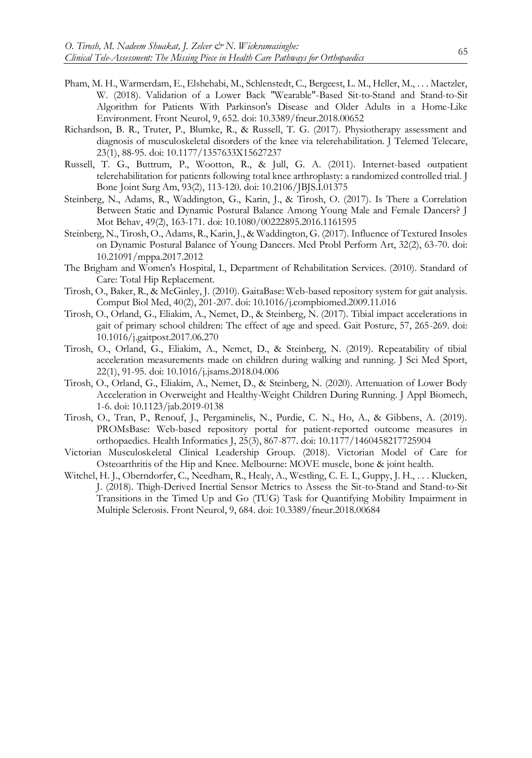Pham, M. H., Warmerdam, E., Elshehabi, M., Schlenstedt, C., Bergeest, L. M., Heller, M., . . . Maetzler, W. (2018). Validation of a Lower Back "Wearable"-Based Sit-to-Stand and Stand-to-Sit Algorithm for Patients With Parkinson's Disease and Older Adults in a Home-Like Environment. Front Neurol, 9, 652. doi: 10.3389/fneur.2018.00652

Richardson, B. R., Truter, P., Blumke, R., & Russell, T. G. (2017). Physiotherapy assessment and diagnosis of musculoskeletal disorders of the knee via telerehabilitation. J Telemed Telecare, 23(1), 88-95. doi: 10.1177/1357633X15627237

Russell, T. G., Buttrum, P., Wootton, R., & Jull, G. A. (2011). Internet-based outpatient telerehabilitation for patients following total knee arthroplasty: a randomized controlled trial. J Bone Joint Surg Am, 93(2), 113-120. doi: 10.2106/JBJS.I.01375

Steinberg, N., Adams, R., Waddington, G., Karin, J., & Tirosh, O. (2017). Is There a Correlation Between Static and Dynamic Postural Balance Among Young Male and Female Dancers? J Mot Behav, 49(2), 163-171. doi: 10.1080/00222895.2016.1161595

Steinberg, N., Tirosh, O., Adams, R., Karin, J., & Waddington, G. (2017). Influence of Textured Insoles on Dynamic Postural Balance of Young Dancers. Med Probl Perform Art, 32(2), 63-70. doi: 10.21091/mppa.2017.2012

The Brigham and Women's Hospital, I., Department of Rehabilitation Services. (2010). Standard of Care: Total Hip Replacement.

Tirosh, O., Baker, R., & McGinley, J. (2010). GaitaBase: Web-based repository system for gait analysis. Comput Biol Med, 40(2), 201-207. doi: 10.1016/j.compbiomed.2009.11.016

Tirosh, O., Orland, G., Eliakim, A., Nemet, D., & Steinberg, N. (2017). Tibial impact accelerations in gait of primary school children: The effect of age and speed. Gait Posture, 57, 265-269. doi: 10.1016/j.gaitpost.2017.06.270

Tirosh, O., Orland, G., Eliakim, A., Nemet, D., & Steinberg, N. (2019). Repeatability of tibial acceleration measurements made on children during walking and running. J Sci Med Sport, 22(1), 91-95. doi: 10.1016/j.jsams.2018.04.006

Tirosh, O., Orland, G., Eliakim, A., Nemet, D., & Steinberg, N. (2020). Attenuation of Lower Body Acceleration in Overweight and Healthy-Weight Children During Running. J Appl Biomech, 1-6. doi: 10.1123/jab.2019-0138

Tirosh, O., Tran, P., Renouf, J., Pergaminelis, N., Purdie, C. N., Ho, A., & Gibbens, A. (2019). PROMsBase: Web-based repository portal for patient-reported outcome measures in orthopaedics. Health Informatics J, 25(3), 867-877. doi: 10.1177/1460458217725904

Victorian Musculoskeletal Clinical Leadership Group. (2018). Victorian Model of Care for Osteoarthritis of the Hip and Knee. Melbourne: MOVE muscle, bone & joint health.

Witchel, H. J., Oberndorfer, C., Needham, R., Healy, A., Westling, C. E. I., Guppy, J. H., . . . Klucken, J. (2018). Thigh-Derived Inertial Sensor Metrics to Assess the Sit-to-Stand and Stand-to-Sit Transitions in the Timed Up and Go (TUG) Task for Quantifying Mobility Impairment in Multiple Sclerosis. Front Neurol, 9, 684. doi: 10.3389/fneur.2018.00684